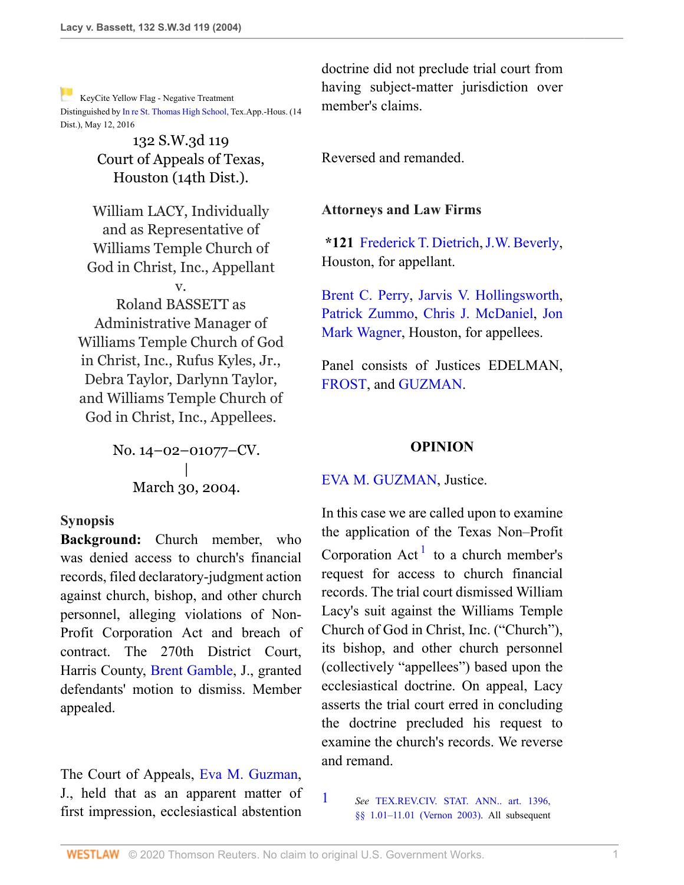KeyCite Yellow Flag - Negative Treatment
Distinguished by In re St. Thomas High School, Tex.App.-Hous. (14 Dist.), May 12, 2016

132 S.W.3d 119
Court of Appeals of Texas,
Houston (14th Dist.).

William LACY, Individually and as Representative of Williams Temple Church of God in Christ, Inc., Appellant
v.
Roland BASSETT as Administrative Manager of Williams Temple Church of God in Christ, Inc., Rufus Kyles, Jr., Debra Taylor, Darlynn Taylor, and Williams Temple Church of God in Christ, Inc., Appellees.

No. 14–02–01077–CV.
|
March 30, 2004.

## Synopsis

**Background:** Church member, who was denied access to church's financial records, filed declaratory-judgment action against church, bishop, and other church personnel, alleging violations of Non-Profit Corporation Act and breach of contract. The 270th District Court, Harris County, Brent Gamble, J., granted defendants' motion to dismiss. Member appealed.

The Court of Appeals, Eva M. Guzman, J., held that as an apparent matter of first impression, ecclesiastical abstention doctrine did not preclude trial court from having subject-matter jurisdiction over member's claims.

Reversed and remanded.

## Attorneys and Law Firms

***121** Frederick T. Dietrich, J.W. Beverly, Houston, for appellant.

Brent C. Perry, Jarvis V. Hollingsworth, Patrick Zummo, Chris J. McDaniel, Jon Mark Wagner, Houston, for appellees.

Panel consists of Justices EDELMAN, FROST, and GUZMAN.

## OPINION

EVA M. GUZMAN, Justice.

In this case we are called upon to examine the application of the Texas Non–Profit Corporation Act [1] to a church member's request for access to church financial records. The trial court dismissed William Lacy's suit against the Williams Temple Church of God in Christ, Inc. ("Church"), its bishop, and other church personnel (collectively "appellees") based upon the ecclesiastical doctrine. On appeal, Lacy asserts the trial court erred in concluding the doctrine precluded his request to examine the church's records. We reverse and remand.

1 *See* TEX.REV.CIV. STAT. ANN.. art. 1396, §§ 1.01–11.01 (Vernon 2003). All subsequent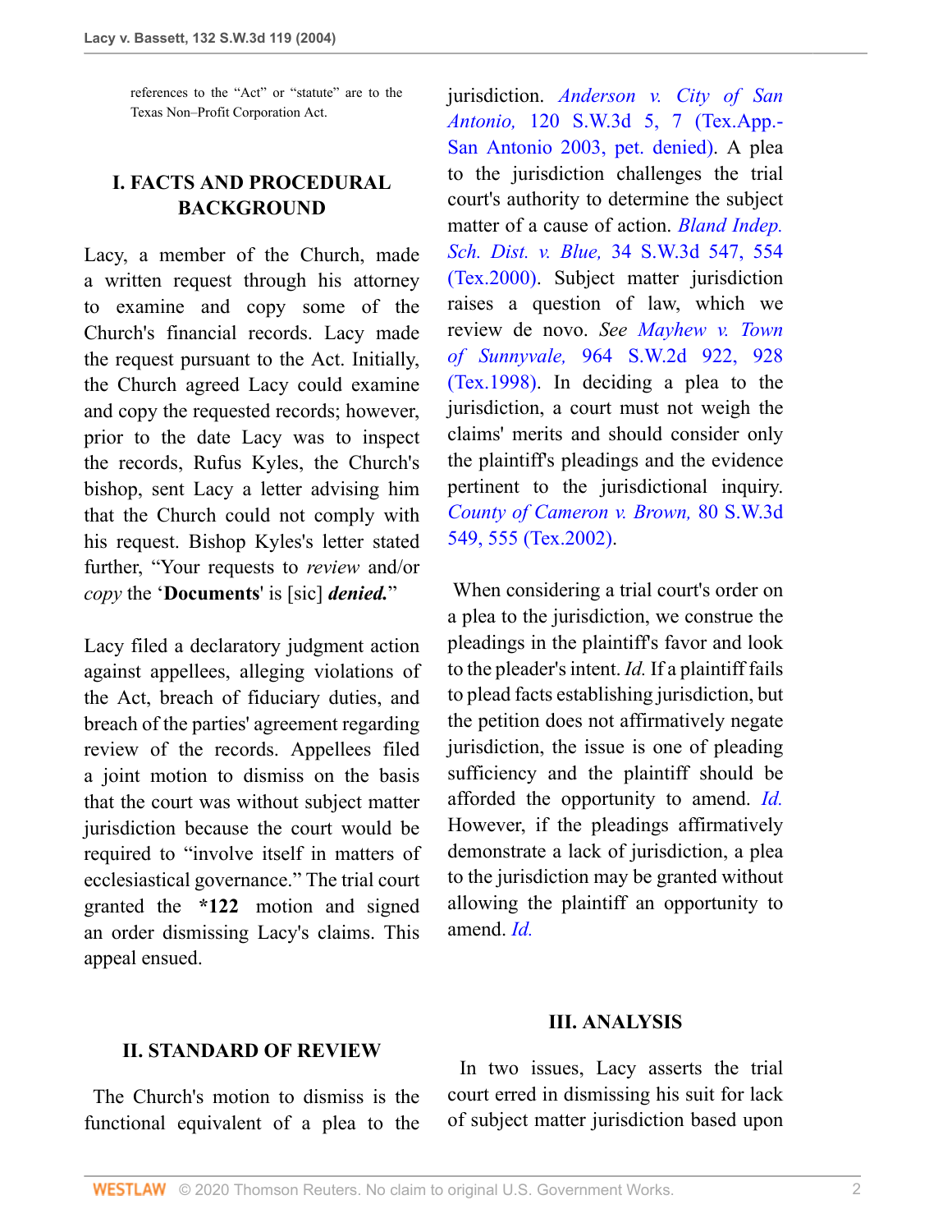references to the "Act" or "statute" are to the Texas Non–Profit Corporation Act.

## I. FACTS AND PROCEDURAL BACKGROUND

Lacy, a member of the Church, made a written request through his attorney to examine and copy some of the Church's financial records. Lacy made the request pursuant to the Act. Initially, the Church agreed Lacy could examine and copy the requested records; however, prior to the date Lacy was to inspect the records, Rufus Kyles, the Church's bishop, sent Lacy a letter advising him that the Church could not comply with his request. Bishop Kyles's letter stated further, "Your requests to *review* and/or *copy* the '**Documents**' is [sic] ***denied.***"

Lacy filed a declaratory judgment action against appellees, alleging violations of the Act, breach of fiduciary duties, and breach of the parties' agreement regarding review of the records. Appellees filed a joint motion to dismiss on the basis that the court was without subject matter jurisdiction because the court would be required to "involve itself in matters of ecclesiastical governance." The trial court granted the **\*122** motion and signed an order dismissing Lacy's claims. This appeal ensued.

## II. STANDARD OF REVIEW

The Church's motion to dismiss is the functional equivalent of a plea to the jurisdiction. *Anderson v. City of San Antonio,* 120 S.W.3d 5, 7 (Tex.App.-San Antonio 2003, pet. denied). A plea to the jurisdiction challenges the trial court's authority to determine the subject matter of a cause of action. *Bland Indep. Sch. Dist. v. Blue,* 34 S.W.3d 547, 554 (Tex.2000). Subject matter jurisdiction raises a question of law, which we review de novo. *See Mayhew v. Town of Sunnyvale,* 964 S.W.2d 922, 928 (Tex.1998). In deciding a plea to the jurisdiction, a court must not weigh the claims' merits and should consider only the plaintiff's pleadings and the evidence pertinent to the jurisdictional inquiry. *County of Cameron v. Brown,* 80 S.W.3d 549, 555 (Tex.2002).

When considering a trial court's order on a plea to the jurisdiction, we construe the pleadings in the plaintiff's favor and look to the pleader's intent. *Id.* If a plaintiff fails to plead facts establishing jurisdiction, but the petition does not affirmatively negate jurisdiction, the issue is one of pleading sufficiency and the plaintiff should be afforded the opportunity to amend. *Id.* However, if the pleadings affirmatively demonstrate a lack of jurisdiction, a plea to the jurisdiction may be granted without allowing the plaintiff an opportunity to amend. *Id.*

## III. ANALYSIS

In two issues, Lacy asserts the trial court erred in dismissing his suit for lack of subject matter jurisdiction based upon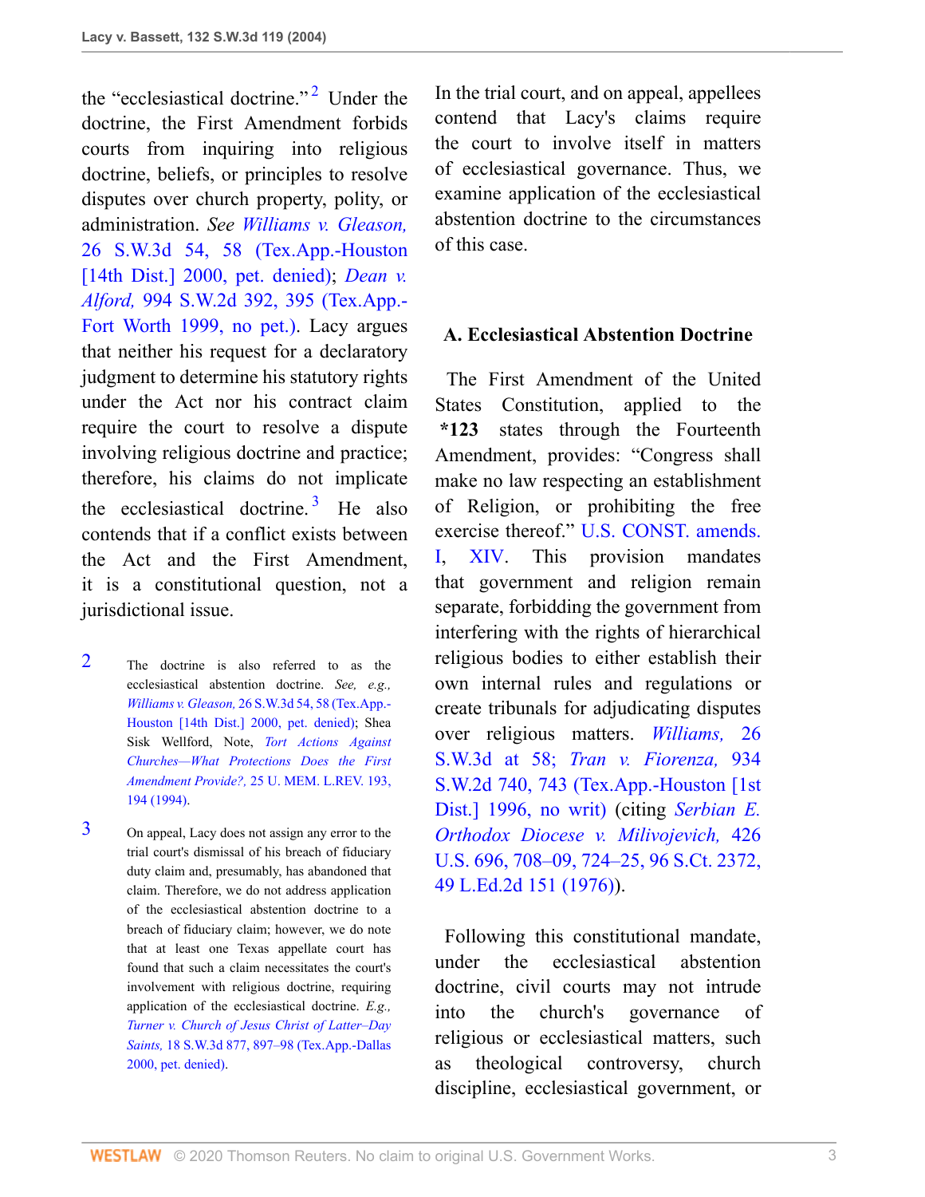the "ecclesiastical doctrine."[2] Under the doctrine, the First Amendment forbids courts from inquiring into religious doctrine, beliefs, or principles to resolve disputes over church property, polity, or administration. *See Williams v. Gleason,* 26 S.W.3d 54, 58 (Tex.App.-Houston [14th Dist.] 2000, pet. denied); *Dean v. Alford,* 994 S.W.2d 392, 395 (Tex.App.-Fort Worth 1999, no pet.). Lacy argues that neither his request for a declaratory judgment to determine his statutory rights under the Act nor his contract claim require the court to resolve a dispute involving religious doctrine and practice; therefore, his claims do not implicate the ecclesiastical doctrine.[3] He also contends that if a conflict exists between the Act and the First Amendment, it is a constitutional question, not a jurisdictional issue.

[2] The doctrine is also referred to as the ecclesiastical abstention doctrine. *See, e.g., Williams v. Gleason,* 26 S.W.3d 54, 58 (Tex.App.-Houston [14th Dist.] 2000, pet. denied); Shea Sisk Wellford, Note, *Tort Actions Against Churches—What Protections Does the First Amendment Provide?,* 25 U. MEM. L.REV. 193, 194 (1994).

[3] On appeal, Lacy does not assign any error to the trial court's dismissal of his fiduciary duty claim and, presumably, has abandoned that claim. Therefore, we do not address application of the ecclesiastical abstention doctrine to a breach of fiduciary claim; however, we do note that at least one Texas appellate court has found that such a claim necessitates the court's involvement with religious doctrine, requiring application of the ecclesiastical doctrine. *E.g., Turner v. Church of Jesus Christ of Latter–Day Saints,* 18 S.W.3d 877, 897–98 (Tex.App.-Dallas 2000, pet. denied).

In the trial court, and on appeal, appellees contend that Lacy's claims require the court to involve itself in matters of ecclesiastical governance. Thus, we examine application of the ecclesiastical abstention doctrine to the circumstances of this case.

### A. Ecclesiastical Abstention Doctrine

The First Amendment of the United States Constitution, applied to the **\*123** states through the Fourteenth Amendment, provides: "Congress shall make no law respecting an establishment of Religion, or prohibiting the free exercise thereof." U.S. CONST. amends. I, XIV. This provision mandates that government and religion remain separate, forbidding the government from interfering with the rights of hierarchical religious bodies to either establish their own internal rules and regulations or create tribunals for adjudicating disputes over religious matters. *Williams,* 26 S.W.3d at 58; *Tran v. Fiorenza,* 934 S.W.2d 740, 743 (Tex.App.-Houston [1st Dist.] 1996, no writ) (citing *Serbian E. Orthodox Diocese v. Milivojevich,* 426 U.S. 696, 708–09, 724–25, 96 S.Ct. 2372, 49 L.Ed.2d 151 (1976)).

Following this constitutional mandate, under the ecclesiastical abstention doctrine, civil courts may not intrude into the church's governance of religious or ecclesiastical matters, such as theological controversy, church discipline, ecclesiastical government, or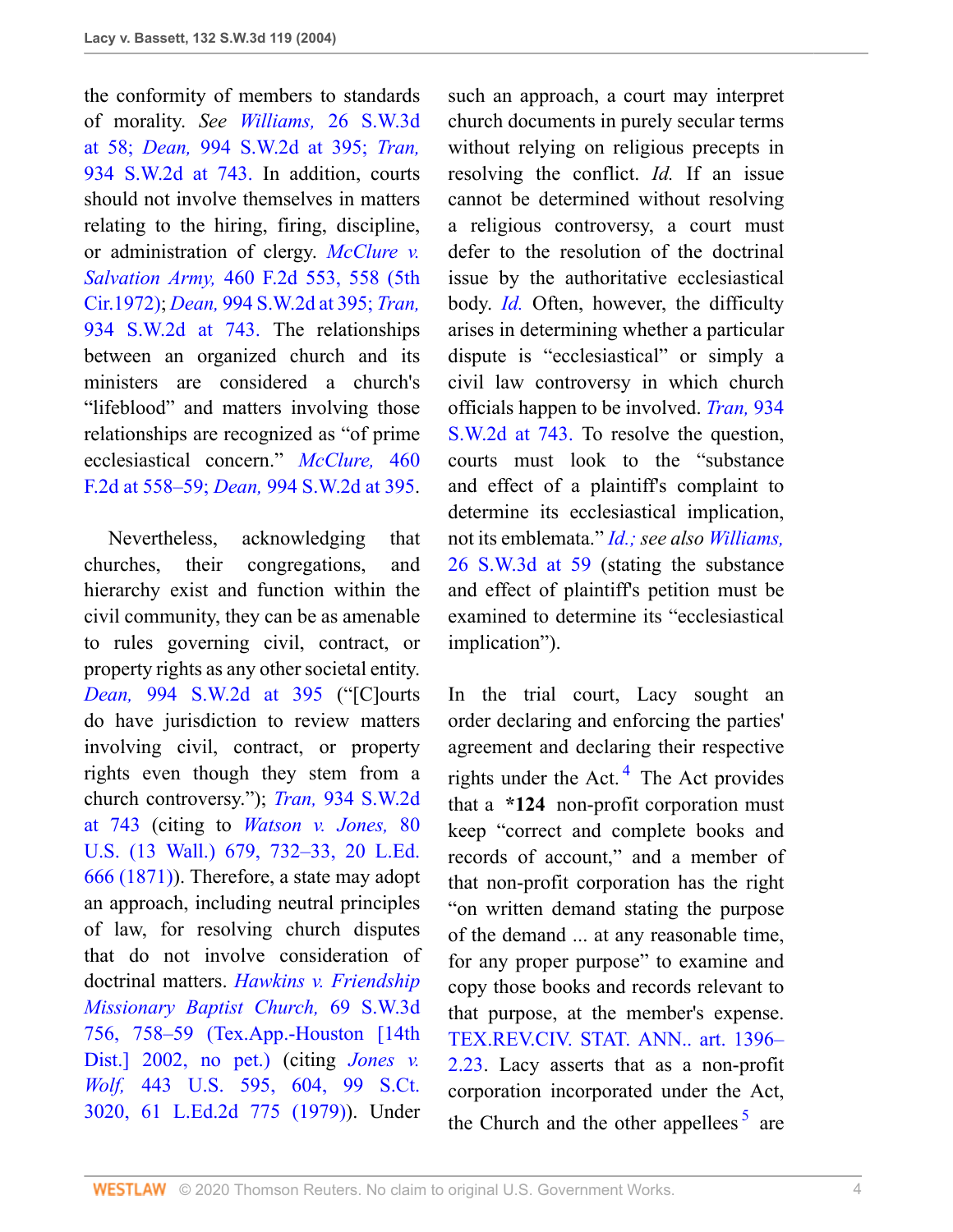the conformity of members to standards of morality. *See Williams,* 26 S.W.3d at 58; *Dean,* 994 S.W.2d at 395; *Tran,* 934 S.W.2d at 743. In addition, courts should not involve themselves in matters relating to the hiring, firing, discipline, or administration of clergy. *McClure v. Salvation Army,* 460 F.2d 553, 558 (5th Cir.1972); *Dean,* 994 S.W.2d at 395; *Tran,* 934 S.W.2d at 743. The relationships between an organized church and its ministers are considered a church's "lifeblood" and matters involving those relationships are recognized as "of prime ecclesiastical concern." *McClure,* 460 F.2d at 558–59; *Dean,* 994 S.W.2d at 395.

Nevertheless, acknowledging that churches, their congregations, and hierarchy exist and function within the civil community, they can be as amenable to rules governing civil, contract, or property rights as any other societal entity. *Dean,* 994 S.W.2d at 395 ("[C]ourts do have jurisdiction to review matters involving civil, contract, or property rights even though they stem from a church controversy."); *Tran,* 934 S.W.2d at 743 (citing to *Watson v. Jones,* 80 U.S. (13 Wall.) 679, 732–33, 20 L.Ed. 666 (1871)). Therefore, a state may adopt an approach, including neutral principles of law, for resolving church disputes that do not involve consideration of doctrinal matters. *Hawkins v. Friendship Missionary Baptist Church,* 69 S.W.3d 756, 758–59 (Tex.App.-Houston [14th Dist.] 2002, no pet.) (citing *Jones v. Wolf,* 443 U.S. 595, 604, 99 S.Ct. 3020, 61 L.Ed.2d 775 (1979)). Under such an approach, a court may interpret church documents in purely secular terms without relying on religious precepts in resolving the conflict. *Id.* If an issue cannot be determined without resolving a religious controversy, a court must defer to the resolution of the doctrinal issue by the authoritative ecclesiastical body. *Id.* Often, however, the difficulty arises in determining whether a particular dispute is "ecclesiastical" or simply a civil law controversy in which church officials happen to be involved. *Tran,* 934 S.W.2d at 743. To resolve the question, courts must look to the "substance and effect of a plaintiff's complaint to determine its ecclesiastical implication, not its emblemata." *Id.; see also Williams,* 26 S.W.3d at 59 (stating the substance and effect of plaintiff's petition must be examined to determine its "ecclesiastical implication").

In the trial court, Lacy sought an order declaring and enforcing the parties' agreement and declaring their respective rights under the Act.[4] The Act provides that a **\*124** non-profit corporation must keep "correct and complete books and records of account," and a member of that non-profit corporation has the right "on written demand stating the purpose of the demand ... at any reasonable time, for any proper purpose" to examine and copy those books and records relevant to that purpose, at the member's expense. TEX.REV.CIV. STAT. ANN.. art. 1396–2.23. Lacy asserts that as a non-profit corporation incorporated under the Act, the Church and the other appellees[5] are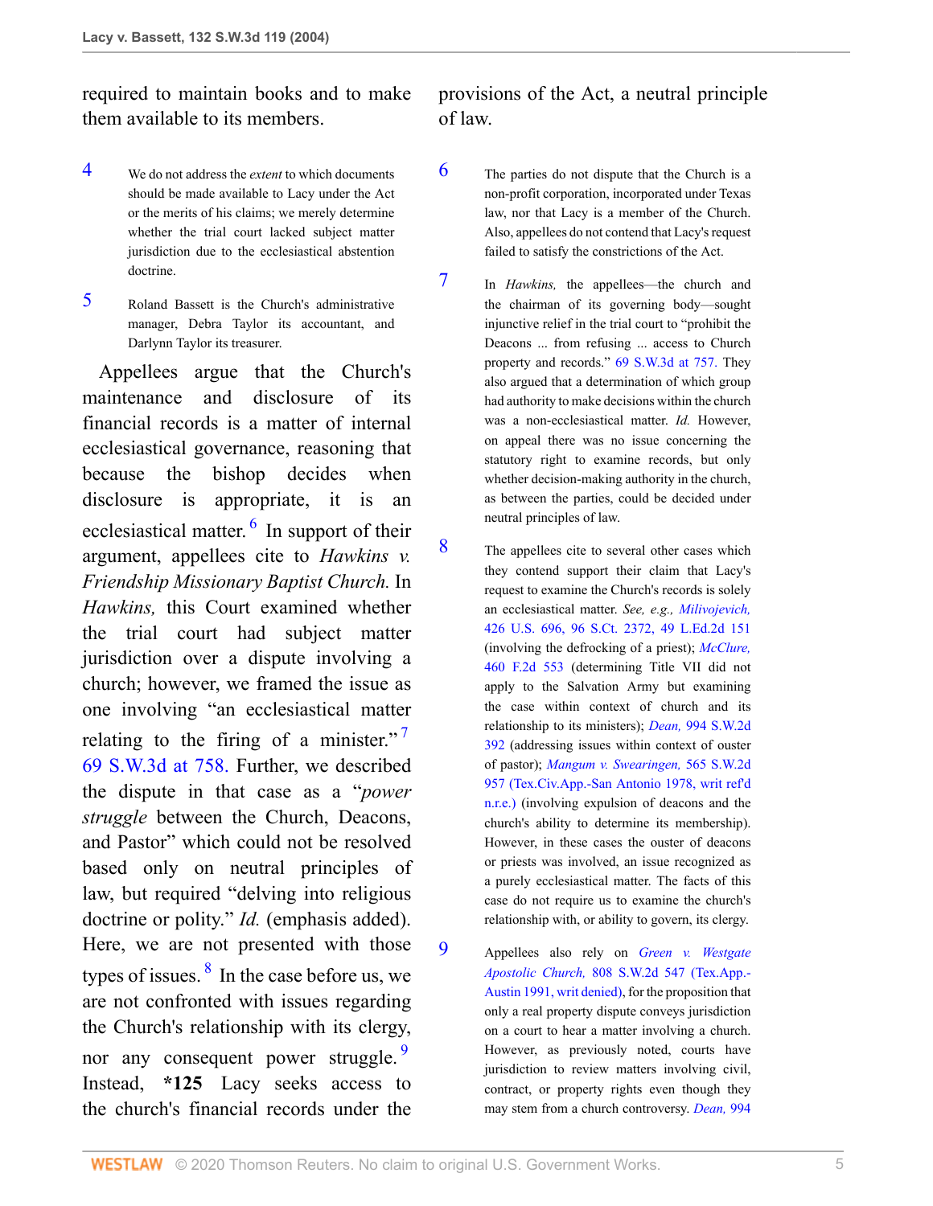required to maintain books and to make them available to its members.

Appellees argue that the Church's maintenance and disclosure of its financial records is a matter of internal ecclesiastical governance, reasoning that because the bishop decides when disclosure is appropriate, it is an ecclesiastical matter.[6] In support of their argument, appellees cite to *Hawkins v. Friendship Missionary Baptist Church.* In *Hawkins,* this Court examined whether the trial court had subject matter jurisdiction over a dispute involving a church; however, we framed the issue as one involving "an ecclesiastical matter relating to the firing of a minister."[7] 69 S.W.3d at 758. Further, we described the dispute in that case as a "*power struggle* between the Church, Deacons, and Pastor" which could not be resolved based only on neutral principles of law, but required "delving into religious doctrine or polity." *Id.* (emphasis added). Here, we are not presented with those types of issues.[8] In the case before us, we are not confronted with issues regarding the Church's relationship with its clergy, nor any consequent power struggle.[9] Instead, **\*125** Lacy seeks access to the church's financial records under the provisions of the Act, a neutral principle of law.

4 We do not address the *extent* to which documents should be made available to Lacy under the Act or the merits of his claims; we merely determine whether the trial court lacked subject matter jurisdiction due to the ecclesiastical abstention doctrine.

5 Roland Bassett is the Church's administrative manager, Debra Taylor its accountant, and Darlynn Taylor its treasurer.

6 The parties do not dispute that the Church is a non-profit corporation, incorporated under Texas law, nor that Lacy is a member of the Church. Also, appellees do not contend that Lacy's request failed to satisfy the constrictions of the Act.

7 In *Hawkins,* the appellees—the church and the chairman of its governing body—sought injunctive relief in the trial court to "prohibit the Deacons ... from refusing ... access to Church property and records." 69 S.W.3d at 757. They also argued that a determination of which group had authority to make decisions within the church was a non-ecclesiastical matter. *Id.* However, on appeal there was no issue concerning the statutory right to examine records, but only whether decision-making authority in the church, as between the parties, could be decided under neutral principles of law.

8 The appellees cite to several other cases which they contend support their claim that Lacy's request to examine the Church's records is solely an ecclesiastical matter. *See, e.g., Milivojevich,* 426 U.S. 696, 96 S.Ct. 2372, 49 L.Ed.2d 151 (involving the defrocking of a priest); *McClure,* 460 F.2d 553 (determining Title VII did not apply to the Salvation Army but examining the case within context of church and its relationship to its ministers); *Dean,* 994 S.W.2d 392 (addressing issues within context of ouster of pastor); *Mangum v. Swearingen,* 565 S.W.2d 957 (Tex.Civ.App.-San Antonio 1978, writ ref'd n.r.e.) (involving expulsion of deacons and the church's ability to determine its membership). However, in these cases the ouster of deacons or priests was involved, an issue recognized as a purely ecclesiastical matter. The facts of this case do not require us to examine the church's relationship with, or ability to govern, its clergy.

9 Appellees also rely on *Green v. Westgate Apostolic Church,* 808 S.W.2d 547 (Tex.App.-Austin 1991, writ denied), for the proposition that only a real property dispute conveys jurisdiction on a court to hear a matter involving a church. However, as previously noted, courts have jurisdiction to review matters involving civil, contract, or property rights even though they may stem from a church controversy. *Dean,* 994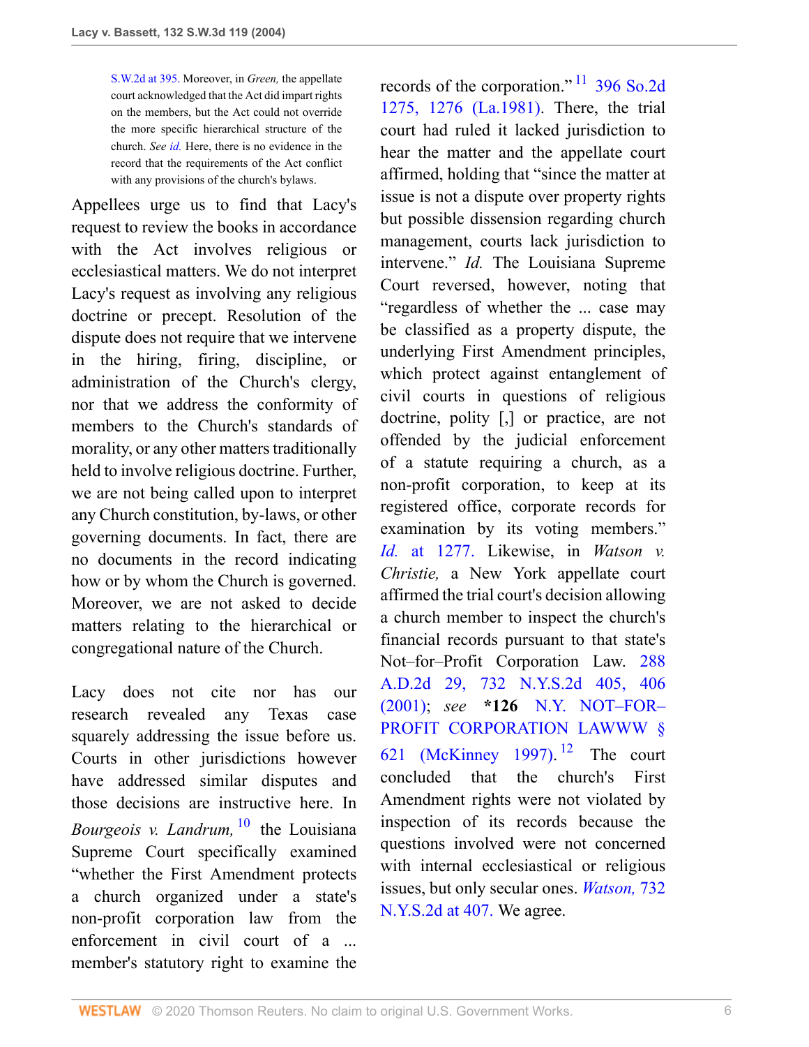S.W.2d at 395. Moreover, in *Green,* the appellate court acknowledged that the Act did impart rights on the members, but the Act could not override the more specific hierarchical structure of the church. *See id.* Here, there is no evidence in the record that the requirements of the Act conflict with any provisions of the church's bylaws.

Appellees urge us to find that Lacy's request to review the books in accordance with the Act involves religious or ecclesiastical matters. We do not interpret Lacy's request as involving any religious doctrine or precept. Resolution of the dispute does not require that we intervene in the hiring, firing, discipline, or administration of the Church's clergy, nor that we address the conformity of members to the Church's standards of morality, or any other matters traditionally held to involve religious doctrine. Further, we are not being called upon to interpret any Church constitution, by-laws, or other governing documents. In fact, there are no documents in the record indicating how or by whom the Church is governed. Moreover, we are not asked to decide matters relating to the hierarchical or congregational nature of the Church.

Lacy does not cite nor has our research revealed any Texas case squarely addressing the issue before us. Courts in other jurisdictions however have addressed similar disputes and those decisions are instructive here. In *Bourgeois v. Landrum,* [10] the Louisiana Supreme Court specifically examined "whether the First Amendment protects a church organized under a state's non-profit corporation law from the enforcement in civil court of a ... member's statutory right to examine the records of the corporation." [11] 396 So.2d 1275, 1276 (La.1981). There, the trial court had ruled it lacked jurisdiction to hear the matter and the appellate court affirmed, holding that "since the matter at issue is not a dispute over property rights but possible dissension regarding church management, courts lack jurisdiction to intervene." *Id.* The Louisiana Supreme Court reversed, however, noting that "regardless of whether the ... case may be classified as a property dispute, the underlying First Amendment principles, which protect against entanglement of civil courts in questions of religious doctrine, polity [,] or practice, are not offended by the judicial enforcement of a statute requiring a church, as a non-profit corporation, to keep at its registered office, corporate records for examination by its voting members." *Id.* at 1277. Likewise, in *Watson v. Christie,* a New York appellate court affirmed the trial court's decision allowing a church member to inspect the church's financial records pursuant to that state's Not–for–Profit Corporation Law. 288 A.D.2d 29, 732 N.Y.S.2d 405, 406 (2001); *see* **\*126** N.Y. NOT–FOR–PROFIT CORPORATION LAWWW § 621 (McKinney 1997). [12] The court concluded that the church's First Amendment rights were not violated by inspection of its records because the questions involved were not concerned with internal ecclesiastical or religious issues, but only secular ones. *Watson,* 732 N.Y.S.2d at 407. We agree.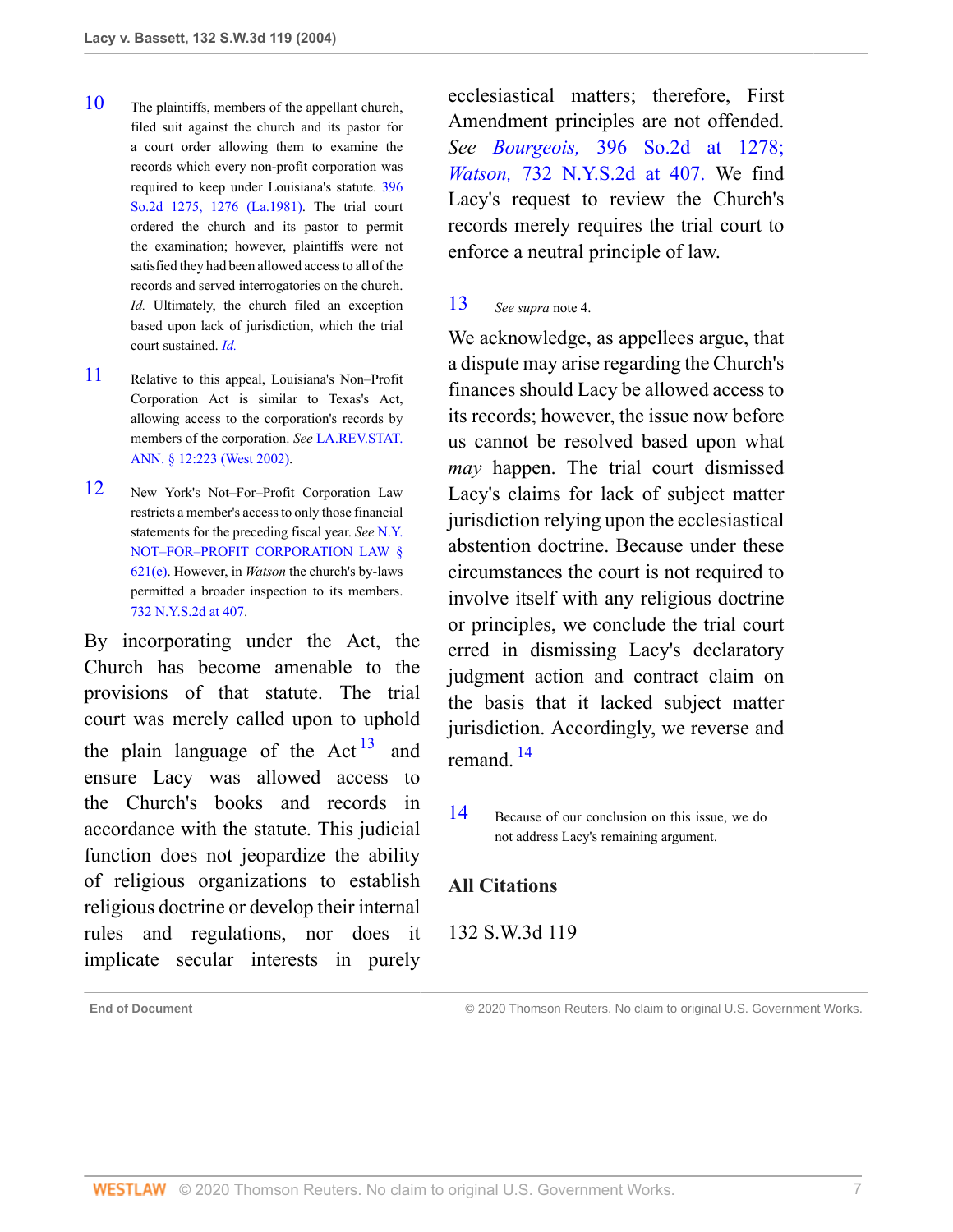10 The plaintiffs, members of the appellant church, filed suit against the church and its pastor for a court order allowing them to examine the records which every non-profit corporation was required to keep under Louisiana's statute. 396 So.2d 1275, 1276 (La.1981). The trial court ordered the church and its pastor to permit the examination; however, plaintiffs were not satisfied they had been allowed access to all of the records and served interrogatories on the church. *Id.* Ultimately, the church filed an exception based upon lack of jurisdiction, which the trial court sustained. *Id.*

11 Relative to this appeal, Louisiana's Non–Profit Corporation Act is similar to Texas's Act, allowing access to the corporation's records by members of the corporation. *See* LA.REV.STAT. ANN. § 12:223 (West 2002).

12 New York's Not–For–Profit Corporation Law restricts a member's access to only those financial statements for the preceding fiscal year. *See* N.Y. NOT–FOR–PROFIT CORPORATION LAW § 621(e). However, in *Watson* the church's by-laws permitted a broader inspection to its members. 732 N.Y.S.2d at 407.

By incorporating under the Act, the Church has become amenable to the provisions of that statute. The trial court was merely called upon to uphold the plain language of the Act [13] and ensure Lacy was allowed access to the Church's books and records in accordance with the statute. This judicial function does not jeopardize the ability of religious organizations to establish religious doctrine or develop their internal rules and regulations, nor does it implicate secular interests in purely ecclesiastical matters; therefore, First Amendment principles are not offended. *See Bourgeois,* 396 So.2d at 1278; *Watson,* 732 N.Y.S.2d at 407. We find Lacy's request to review the Church's records merely requires the trial court to enforce a neutral principle of law.

13 *See supra* note 4.

We acknowledge, as appellees argue, that a dispute may arise regarding the Church's finances should Lacy be allowed access to its records; however, the issue now before us cannot be resolved based upon what *may* happen. The trial court dismissed Lacy's claims for lack of subject matter jurisdiction relying upon the ecclesiastical abstention doctrine. Because under these circumstances the court is not required to involve itself with any religious doctrine or principles, we conclude the trial court erred in dismissing Lacy's declaratory judgment action and contract claim on the basis that it lacked subject matter jurisdiction. Accordingly, we reverse and remand. [14]

14 Because of our conclusion on this issue, we do not address Lacy's remaining argument.

## All Citations

132 S.W.3d 119